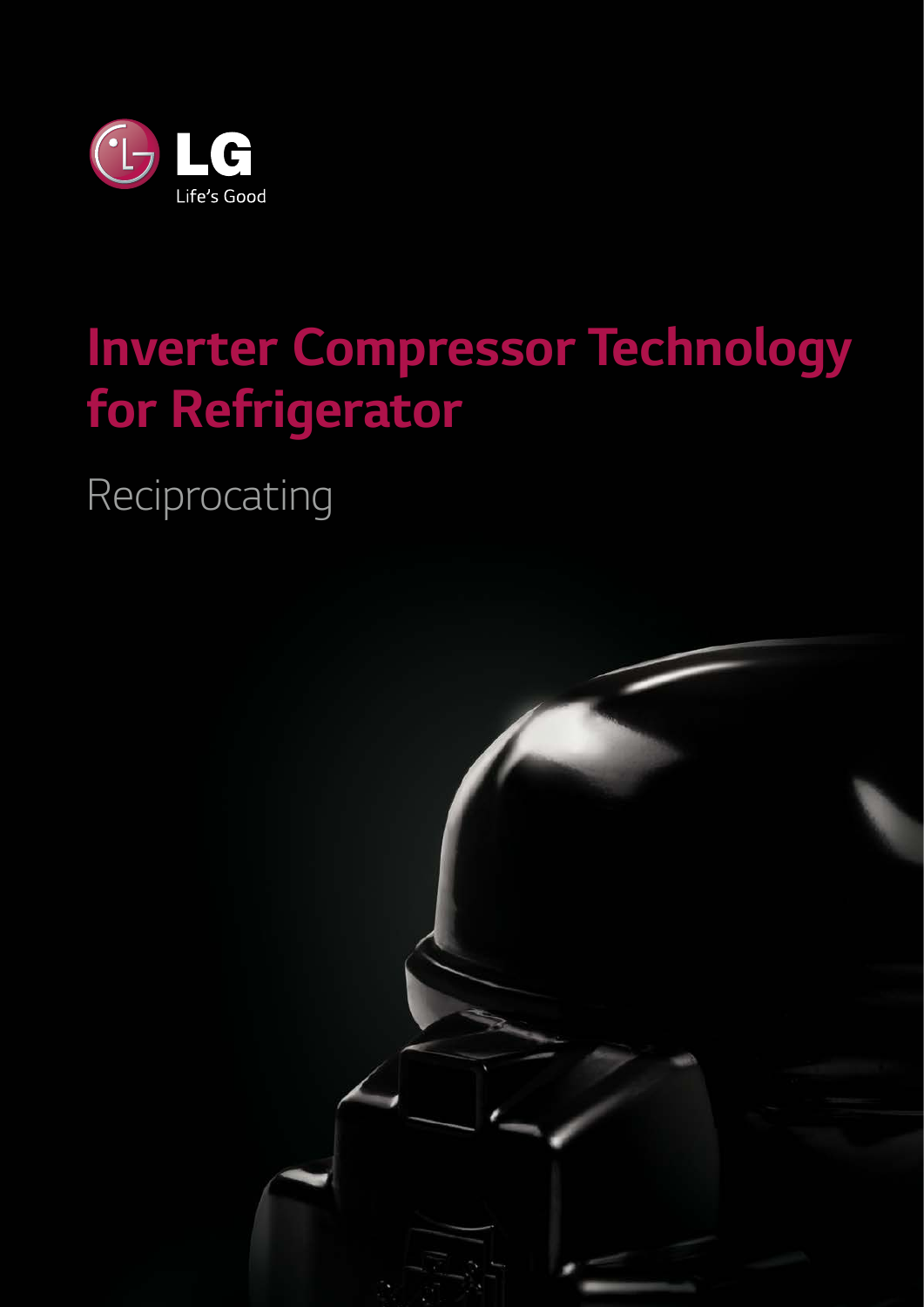LG

Life's Good

# Inverter Compressor Technology for Refrigerator

Reciprocating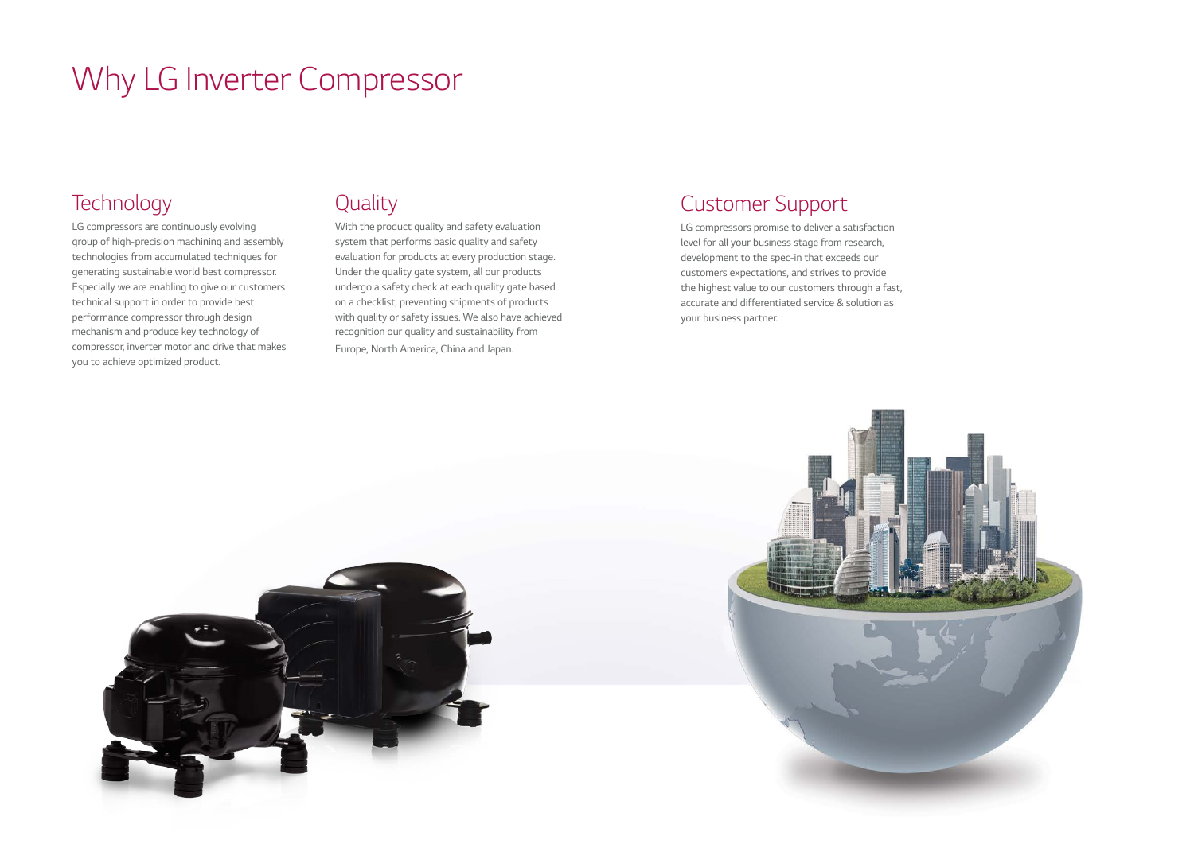# Why LG Inverter Compressor

## Technology

LG compressors are continuously evolving group of high-precision machining and assembly technologies from accumulated techniques for generating sustainable world best compressor. Especially we are enabling to give our customers technical support in order to provide best performance compressor through design mechanism and produce key technology of compressor, inverter motor and drive that makes you to achieve optimized product.

## Quality

With the product quality and safety evaluation system that performs basic quality and safety evaluation for products at every production stage. Under the quality gate system, all our products undergo a safety check at each quality gate based on a checklist, preventing shipments of products with quality or safety issues. We also have achieved recognition our quality and sustainability from Europe, North America, China and Japan.

## Customer Support

LG compressors promise to deliver a satisfaction level for all your business stage from research, development to the spec-in that exceeds our customers expectations, and strives to provide the highest value to our customers through a fast, accurate and differentiated service & solution as your business partner.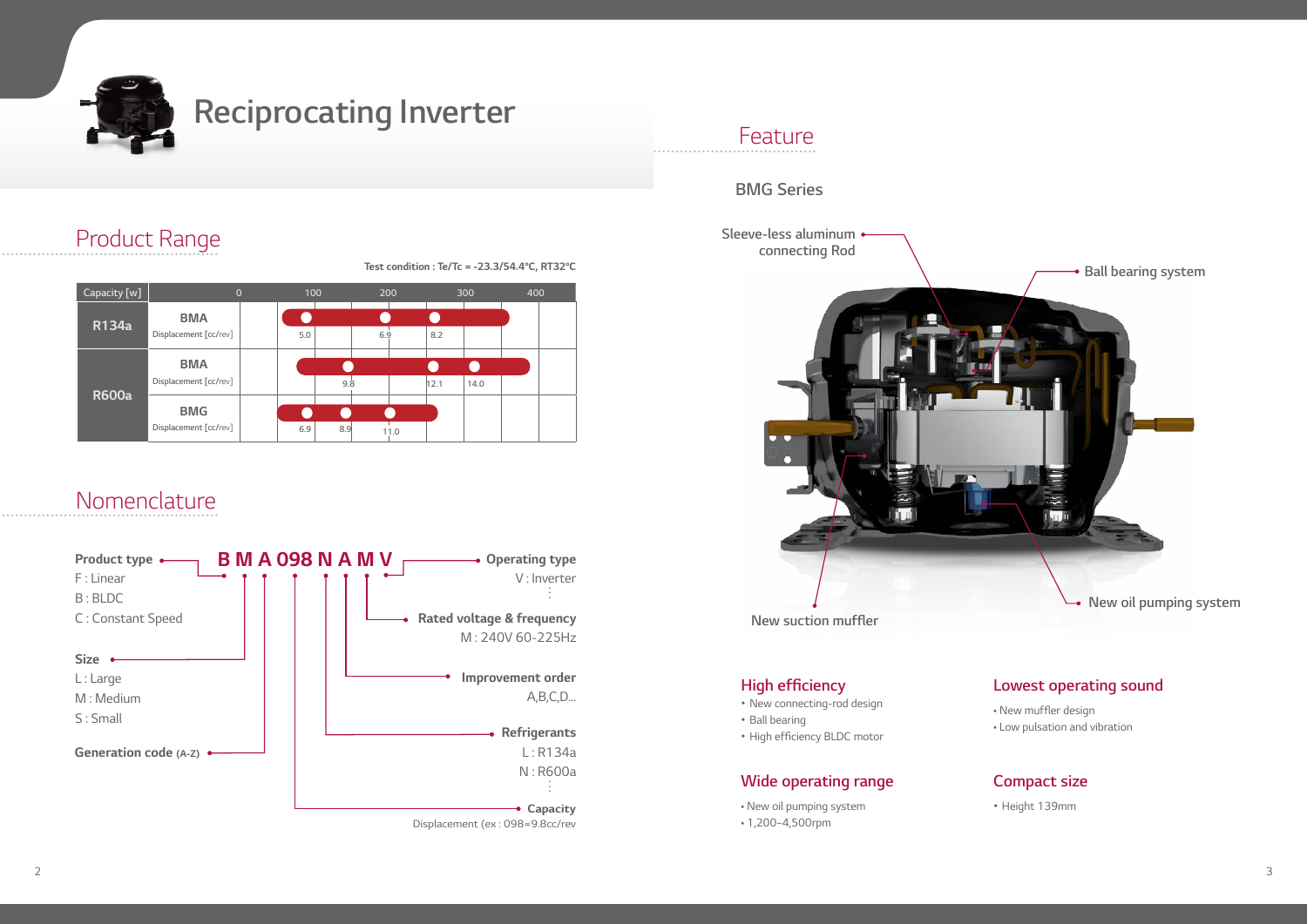# Reciprocating Inverter

## Product Range

Test condition : Te/Tc = -23.3/54.4°C, RT32°C

| Capacity [w] | | 0 | 100 | 200 | 300 | 400 |
|---|---|---|---|---|---|---|
| R134a | BMA Displacement [cc/rev] | | 5.0 | 6.9 | 8.2 | |
| R600a | BMA Displacement [cc/rev] | | | 9.8 | 12.1 / 14.0 | |
| | BMG Displacement [cc/rev] | | 6.9 / 8.9 | 11.0 | | |

## Nomenclature

**B M A 098 N A M V**

**Product type**
- F : Linear
- B : BLDC
- C : Constant Speed

**Size**
- L : Large
- M : Medium
- S : Small

**Generation code** (A-Z)

**Capacity**
Displacement (ex : 098=9.8cc/rev

**Refrigerants**
- L : R134a
- N : R600a
- ⋮

**Improvement order**
A,B,C,D...

**Rated voltage & frequency**
M : 240V 60-225Hz

**Operating type**
- V : Inverter
- ⋮

## Feature

BMG Series

- Sleeve-less aluminum connecting Rod
- Ball bearing system
- New suction muffler
- New oil pumping system

### High efficiency
- New connecting-rod design
- Ball bearing
- High efficiency BLDC motor

### Lowest operating sound
- New muffler design
- Low pulsation and vibration

### Wide operating range
- New oil pumping system
- 1,200~4,500rpm

### Compact size
- Height 139mm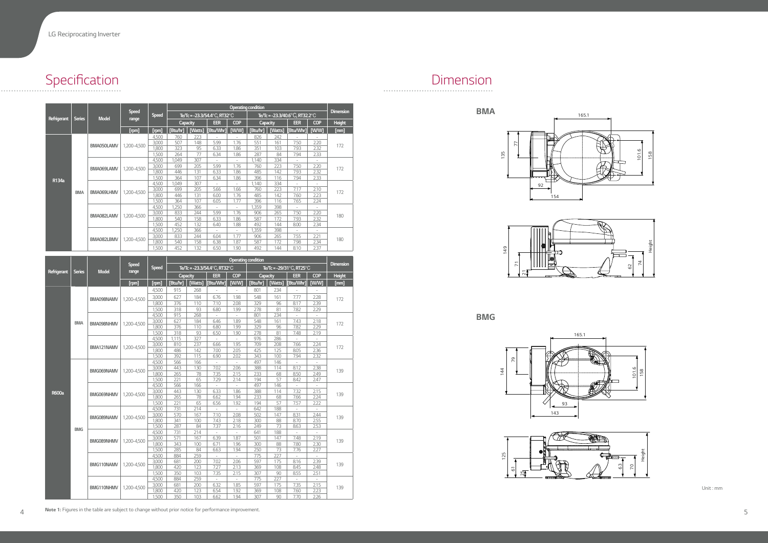# Specification

| Refrigerant | Series | Model | Speed range | Speed | Operating condition | | | | | | | | Dimension |
|---|---|---|---|---|---|---|---|---|---|---|---|---|---|
| | | | | | Te/Tc = -23.3/54.4°C, RT32°C | | | | Te/Tc = -23.3/40.6°C, RT32.2°C | | | | Height |
| | | | | | Capacity | | EER | COP | Capacity | | EER | COP | |
| | | | [rpm] | [rpm] | [Btu/hr] | [Watts] | [Btu/Whr] | [W/W] | [Btu/hr] | [Watts] | [Btu/Whr] | [W/W] | [mm] |
| R134a | BMA | BMA050LAMV | 1,200-4,500 | 4,500 | 760 | 223 | - | - | 826 | 242 | - | - | 172 |
| | | | | 3,000 | 507 | 148 | 5.99 | 1.76 | 551 | 161 | 7.50 | 2.20 | |
| | | | | 1,800 | 323 | 95 | 6.33 | 1.86 | 351 | 103 | 7.93 | 2.32 | |
| | | | | 1,500 | 264 | 77 | 6.34 | 1.86 | 287 | 84 | 7.94 | 2.33 | |
| | | BMA069LAMV | 1,200-4,500 | 4,500 | 1,049 | 307 | - | - | 1,140 | 334 | - | - | 172 |
| | | | | 3,000 | 699 | 205 | 5.99 | 1.76 | 760 | 223 | 7.50 | 2.20 | |
| | | | | 1,800 | 446 | 131 | 6.33 | 1.86 | 485 | 142 | 7.93 | 2.32 | |
| | | | | 1,500 | 364 | 107 | 6.34 | 1.86 | 396 | 116 | 7.94 | 2.33 | |
| | | BMA069LHMV | 1,200-4,500 | 4,500 | 1,049 | 307 | - | - | 1,140 | 334 | - | - | 172 |
| | | | | 3,000 | 699 | 205 | 5.66 | 1.66 | 760 | 223 | 7.17 | 2.10 | |
| | | | | 1,800 | 446 | 131 | 6.00 | 1.76 | 485 | 142 | 7.60 | 2.23 | |
| | | | | 1,500 | 364 | 107 | 6.05 | 1.77 | 396 | 116 | 7.65 | 2.24 | |
| | | BMA082LAMV | 1,200-4,500 | 4,500 | 1,250 | 366 | - | - | 1,359 | 398 | - | - | 180 |
| | | | | 3,000 | 833 | 244 | 5.99 | 1.76 | 906 | 265 | 7.50 | 2.20 | |
| | | | | 1,800 | 540 | 158 | 6.33 | 1.86 | 587 | 172 | 7.93 | 2.32 | |
| | | | | 1,500 | 452 | 132 | 6.40 | 1.88 | 492 | 144 | 8.00 | 2.34 | |
| | | BMA082LBMV | 1,200-4,500 | 4,500 | 1,250 | 366 | - | - | 1,359 | 398 | - | - | 180 |
| | | | | 3,000 | 833 | 244 | 6.04 | 1.77 | 906 | 265 | 7.55 | 2.21 | |
| | | | | 1,800 | 540 | 158 | 6.38 | 1.87 | 587 | 172 | 7.98 | 2.34 | |
| | | | | 1,500 | 452 | 132 | 6.50 | 1.90 | 492 | 144 | 8.10 | 2.37 | |

| Refrigerant | Series | Model | Speed range | Speed | Operating condition | | | | | | | | Dimension |
|---|---|---|---|---|---|---|---|---|---|---|---|---|---|
| | | | | | Te/Tc = -23.3/54.4°C, RT32°C | | | | Te/Tc = -29/31°C, RT25°C | | | | Height |
| | | | | | Capacity | | EER | COP | Capacity | | EER | COP | |
| | | | [rpm] | [rpm] | [Btu/hr] | [Watts] | [Btu/Whr] | [W/W] | [Btu/hr] | [Watts] | [Btu/Whr] | [W/W] | [mm] |
| R600a | BMA | BMA098NAMV | 1,200-4,500 | 4,500 | 915 | 268 | - | - | 801 | 234 | - | - | 172 |
| | | | | 3,000 | 627 | 184 | 6.76 | 1.98 | 548 | 161 | 7.77 | 2.28 | |
| | | | | 1,800 | 376 | 110 | 7.10 | 2.08 | 329 | 96 | 8.17 | 2.39 | |
| | | | | 1,500 | 318 | 93 | 6.80 | 1.99 | 278 | 81 | 7.82 | 2.29 | |
| | | BMA098NHMV | 1,200-4,500 | 4,500 | 915 | 268 | - | - | 801 | 234 | - | - | 172 |
| | | | | 3,000 | 627 | 184 | 6.46 | 1.89 | 548 | 161 | 7.43 | 2.18 | |
| | | | | 1,800 | 376 | 110 | 6.80 | 1.99 | 329 | 96 | 7.82 | 2.29 | |
| | | | | 1,500 | 318 | 93 | 6.50 | 1.90 | 278 | 81 | 7.48 | 2.19 | |
| | | BMA121NAMV | 1,200-4,500 | 4,500 | 1,115 | 327 | - | - | 976 | 286 | - | - | 172 |
| | | | | 3,000 | 810 | 237 | 6.66 | 1.95 | 709 | 208 | 7.66 | 2.24 | |
| | | | | 1,800 | 486 | 142 | 7.00 | 2.05 | 425 | 125 | 8.05 | 2.36 | |
| | | | | 1,500 | 392 | 115 | 6.90 | 2.02 | 343 | 100 | 7.94 | 2.32 | |
| | BMG | BMG069NAMV | 1,200-4,500 | 4,500 | 566 | 166 | - | - | 497 | 146 | - | - | 139 |
| | | | | 3,000 | 443 | 130 | 7.02 | 2.06 | 388 | 114 | 8.12 | 2.38 | |
| | | | | 1,800 | 265 | 78 | 7.35 | 2.15 | 233 | 68 | 8.50 | 2.49 | |
| | | | | 1,500 | 221 | 65 | 7.29 | 2.14 | 194 | 57 | 8.42 | 2.47 | |
| | | BMG069NHMV | 1,200-4,500 | 4,500 | 566 | 166 | - | - | 497 | 146 | - | - | 139 |
| | | | | 3,000 | 443 | 130 | 6.33 | 1.86 | 388 | 114 | 7.32 | 2.15 | |
| | | | | 1,800 | 265 | 78 | 6.62 | 1.94 | 233 | 68 | 7.66 | 2.24 | |
| | | | | 1,500 | 221 | 65 | 6.56 | 1.92 | 194 | 57 | 7.57 | 2.22 | |
| | | BMG089NAMV | 1,200-4,500 | 4,500 | 731 | 214 | - | - | 642 | 188 | - | - | 139 |
| | | | | 3,000 | 570 | 167 | 7.10 | 2.08 | 502 | 147 | 8.31 | 2.44 | |
| | | | | 1,800 | 341 | 100 | 7.43 | 2.18 | 300 | 88 | 8.70 | 2.55 | |
| | | | | 1,500 | 287 | 84 | 7.37 | 2.16 | 249 | 73 | 8.63 | 2.53 | |
| | | BMG089NHMV | 1,200-4,500 | 4,500 | 731 | 214 | - | - | 641 | 188 | - | - | 139 |
| | | | | 3,000 | 571 | 167 | 6.39 | 1.87 | 501 | 147 | 7.48 | 2.19 | |
| | | | | 1,800 | 343 | 100 | 6.71 | 1.96 | 300 | 88 | 7.80 | 2.30 | |
| | | | | 1,500 | 285 | 84 | 6.63 | 1.94 | 250 | 73 | 7.76 | 2.27 | |
| | | BMG110NAMV | 1,200-4,500 | 4,500 | 884 | 259 | - | - | 775 | 227 | - | - | 139 |
| | | | | 3,000 | 681 | 200 | 7.02 | 2.06 | 597 | 175 | 8.16 | 2.39 | |
| | | | | 1,800 | 420 | 123 | 7.27 | 2.13 | 369 | 108 | 8.45 | 2.48 | |
| | | | | 1,500 | 350 | 103 | 7.35 | 2.15 | 307 | 90 | 8.55 | 2.51 | |
| | | BMG110NHMV | 1,200-4,500 | 4,500 | 884 | 259 | - | - | 775 | 227 | - | - | 139 |
| | | | | 3,000 | 681 | 200 | 6.32 | 1.85 | 597 | 175 | 7.35 | 2.15 | |
| | | | | 1,800 | 420 | 123 | 6.54 | 1.92 | 369 | 108 | 7.60 | 2.23 | |
| | | | | 1,500 | 350 | 103 | 6.62 | 1.94 | 307 | 90 | 7.70 | 2.26 | |

**Note 1:** Figures in the table are subject to change without prior notice for performance improvement.

# Dimension

**BMA**

**BMG**

Unit : mm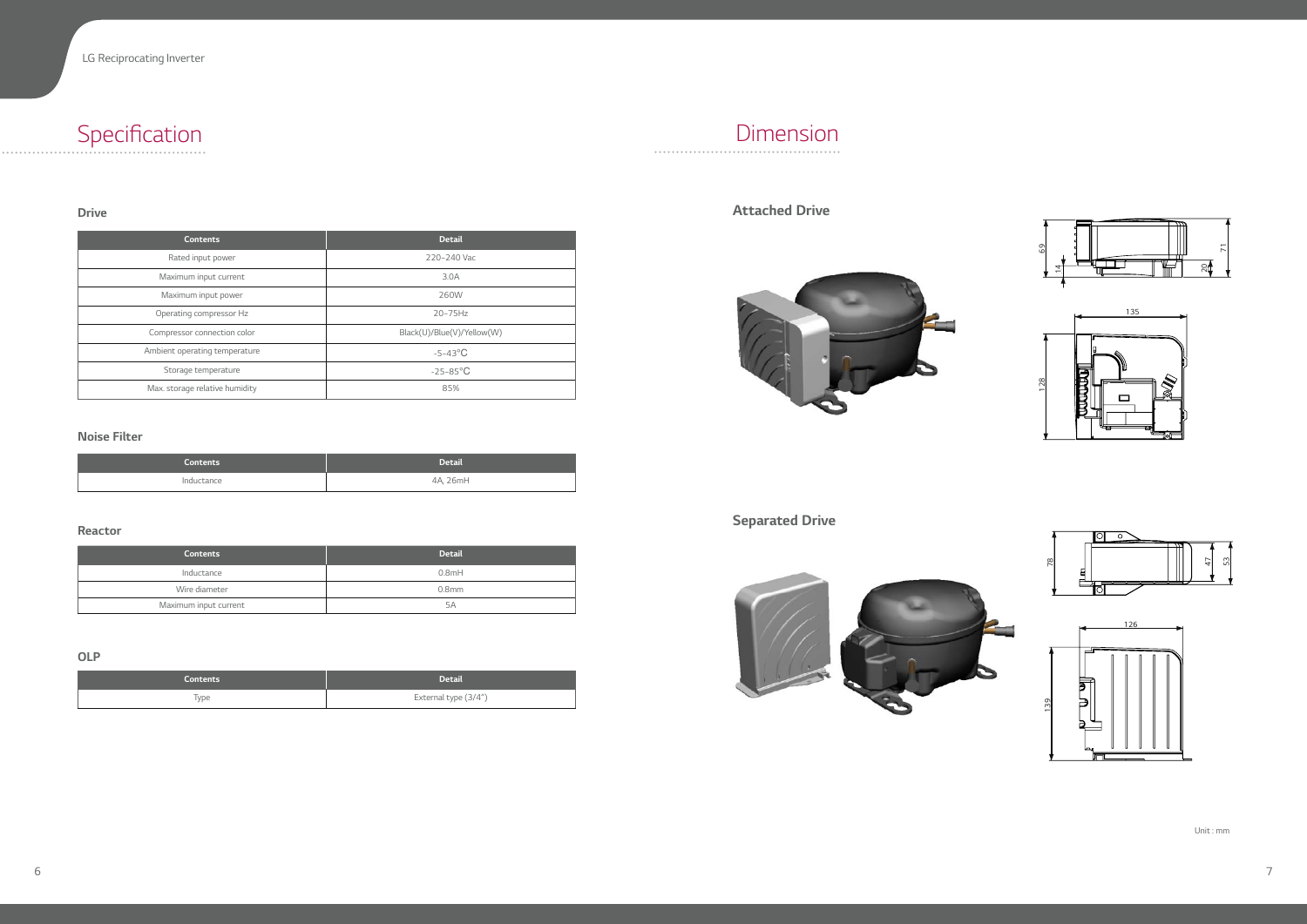# Specification

### Drive

| Contents | Detail |
| --- | --- |
| Rated input power | 220~240 Vac |
| Maximum input current | 3.0A |
| Maximum input power | 260W |
| Operating compressor Hz | 20~75Hz |
| Compressor connection color | Black(U)/Blue(V)/Yellow(W) |
| Ambient operating temperature | -5~43℃ |
| Storage temperature | -25~85℃ |
| Max. storage relative humidity | 85% |

### Noise Filter

| Contents | Detail |
| --- | --- |
| Inductance | 4A, 26mH |

### Reactor

| Contents | Detail |
| --- | --- |
| Inductance | 0.8mH |
| Wire diameter | 0.8mm |
| Maximum input current | 5A |

### OLP

| Contents | Detail |
| --- | --- |
| Type | External type (3/4") |

# Dimension

### Attached Drive

69, 14, 71, 20, 135, 128

### Separated Drive

78, 47, 53, 126, 139

Unit : mm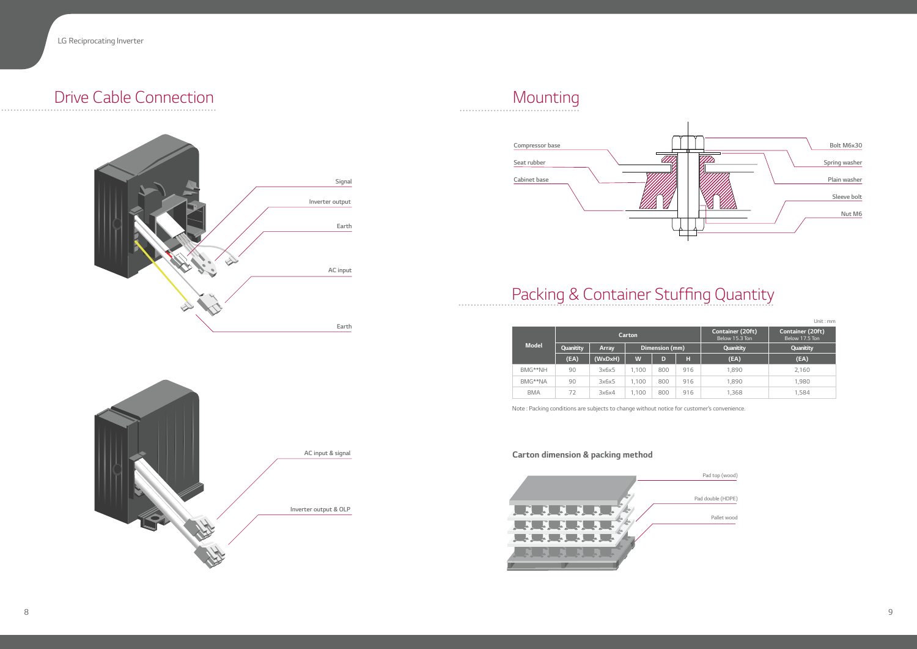## Drive Cable Connection

Signal

Inverter output

Earth

AC input

Earth

AC input & signal

Inverter output & OLP

## Mounting

Compressor base

Seat rubber

Cabinet base

Bolt M6x30

Spring washer

Plain washer

Sleeve bolt

Nut M6

## Packing & Container Stuffing Quantity

Unit : mm

| Model | Carton | | | | | Container (20ft) Below 15.3 Ton | Container (20ft) Below 17.5 Ton |
|---|---|---|---|---|---|---|---|
| | Quanitity | Array | Dimension (mm) | | | Quanitity | Quanitity |
| | (EA) | (WxDxH) | W | D | H | (EA) | (EA) |
| BMG**NH | 90 | 3x6x5 | 1,100 | 800 | 916 | 1,890 | 2,160 |
| BMG**NA | 90 | 3x6x5 | 1,100 | 800 | 916 | 1,890 | 1,980 |
| BMA | 72 | 3x6x4 | 1,100 | 800 | 916 | 1,368 | 1,584 |

Note : Packing conditions are subjects to change without notice for customer's convenience.

### Carton dimension & packing method

Pad top (wood)

Pad double (HDPE)

Pallet wood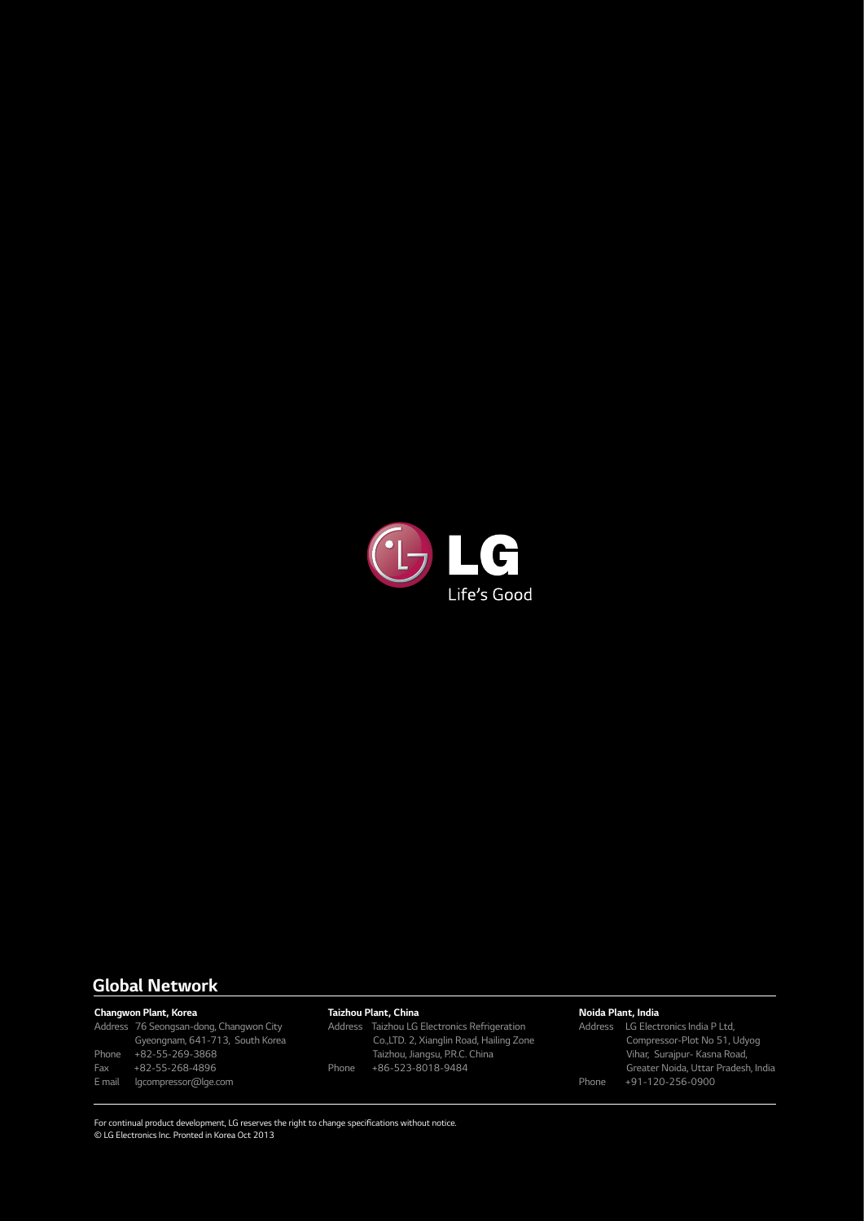LG

Life's Good

## Global Network

**Changwon Plant, Korea**

Address 76 Seongsan-dong, Changwon City Gyeongnam, 641-713, South Korea
Phone +82-55-269-3868
Fax +82-55-268-4896
E mail lgcompressor@lge.com

**Taizhou Plant, China**

Address Taizhou LG Electronics Refrigeration Co.,LTD. 2, Xianglin Road, Hailing Zone Taizhou, Jiangsu, P.R.C. China
Phone +86-523-8018-9484

**Noida Plant, India**

Address LG Electronics India P Ltd, Compressor-Plot No 51, Udyog Vihar, Surajpur- Kasna Road, Greater Noida, Uttar Pradesh, India
Phone +91-120-256-0900

For continual product development, LG reserves the right to change specifications without notice.
© LG Electronics Inc. Pronted in Korea Oct 2013